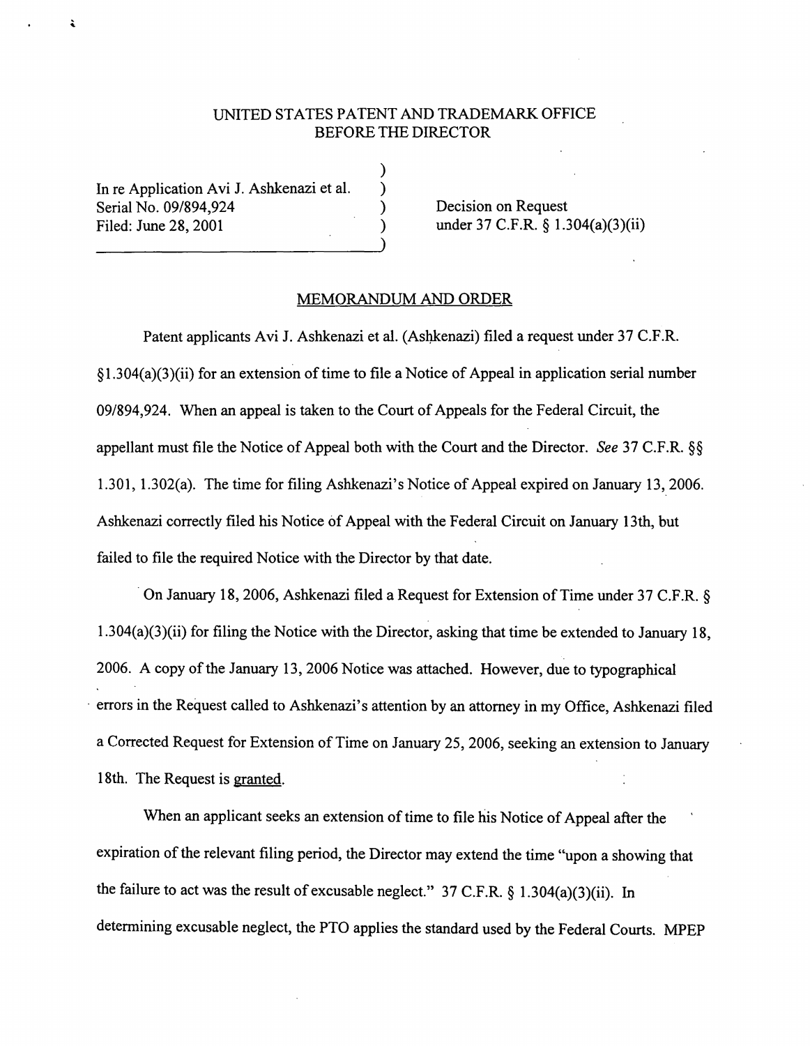UNITED STATES PATENT AND TRADEMARK OFFICE
BEFORE THE DIRECTOR

| | |
|---|---|
| In re Application Avi J. Ashkenazi et al.<br>Serial No. 09/894,924<br>Filed: June 28, 2001 | Decision on Request<br>under 37 C.F.R. § 1.304(a)(3)(ii) |

## MEMORANDUM AND ORDER

Patent applicants Avi J. Ashkenazi et al. (Ashkenazi) filed a request under 37 C.F.R. §1.304(a)(3)(ii) for an extension of time to file a Notice of Appeal in application serial number 09/894,924. When an appeal is taken to the Court of Appeals for the Federal Circuit, the appellant must file the Notice of Appeal both with the Court and the Director. *See* 37 C.F.R. §§ 1.301, 1.302(a). The time for filing Ashkenazi's Notice of Appeal expired on January 13, 2006. Ashkenazi correctly filed his Notice of Appeal with the Federal Circuit on January 13th, but failed to file the required Notice with the Director by that date.

On January 18, 2006, Ashkenazi filed a Request for Extension of Time under 37 C.F.R. § 1.304(a)(3)(ii) for filing the Notice with the Director, asking that time be extended to January 18, 2006. A copy of the January 13, 2006 Notice was attached. However, due to typographical errors in the Request called to Ashkenazi's attention by an attorney in my Office, Ashkenazi filed a Corrected Request for Extension of Time on January 25, 2006, seeking an extension to January 18th. The Request is <u>granted</u>.

When an applicant seeks an extension of time to file his Notice of Appeal after the expiration of the relevant filing period, the Director may extend the time "upon a showing that the failure to act was the result of excusable neglect." 37 C.F.R. § 1.304(a)(3)(ii). In determining excusable neglect, the PTO applies the standard used by the Federal Courts. MPEP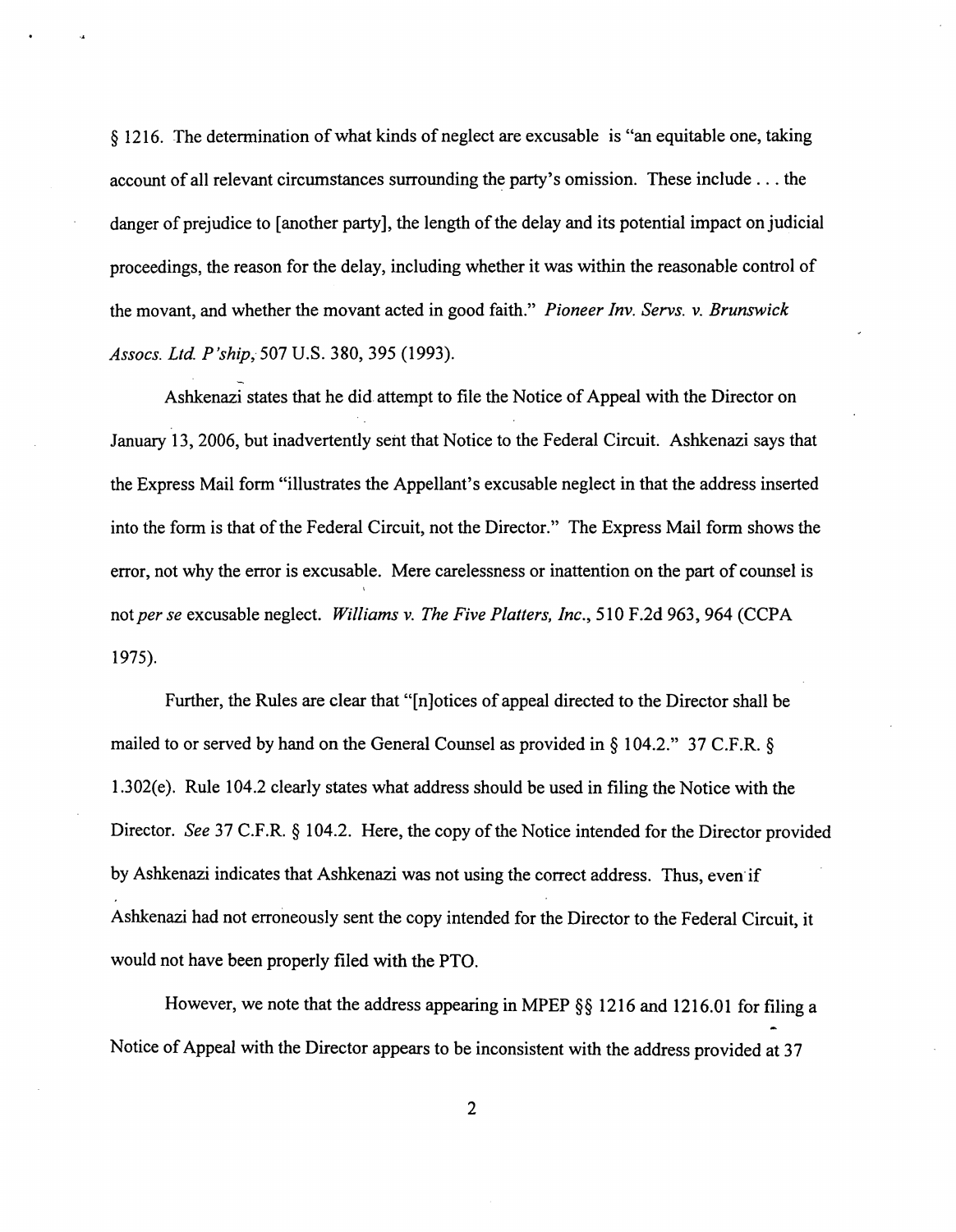§ 1216. The determination of what kinds of neglect are excusable is "an equitable one, taking account of all relevant circumstances surrounding the party's omission. These include . . . the danger of prejudice to [another party], the length of the delay and its potential impact on judicial proceedings, the reason for the delay, including whether it was within the reasonable control of the movant, and whether the movant acted in good faith." *Pioneer Inv. Servs. v. Brunswick Assocs. Ltd. P'ship*, 507 U.S. 380, 395 (1993).

Ashkenazi states that he did attempt to file the Notice of Appeal with the Director on January 13, 2006, but inadvertently sent that Notice to the Federal Circuit. Ashkenazi says that the Express Mail form "illustrates the Appellant's excusable neglect in that the address inserted into the form is that of the Federal Circuit, not the Director." The Express Mail form shows the error, not why the error is excusable. Mere carelessness or inattention on the part of counsel is not *per se* excusable neglect. *Williams v. The Five Platters, Inc.*, 510 F.2d 963, 964 (CCPA 1975).

Further, the Rules are clear that "[n]otices of appeal directed to the Director shall be mailed to or served by hand on the General Counsel as provided in § 104.2." 37 C.F.R. § 1.302(e). Rule 104.2 clearly states what address should be used in filing the Notice with the Director. *See* 37 C.F.R. § 104.2. Here, the copy of the Notice intended for the Director provided by Ashkenazi indicates that Ashkenazi was not using the correct address. Thus, even if Ashkenazi had not erroneously sent the copy intended for the Director to the Federal Circuit, it would not have been properly filed with the PTO.

However, we note that the address appearing in MPEP §§ 1216 and 1216.01 for filing a Notice of Appeal with the Director appears to be inconsistent with the address provided at 37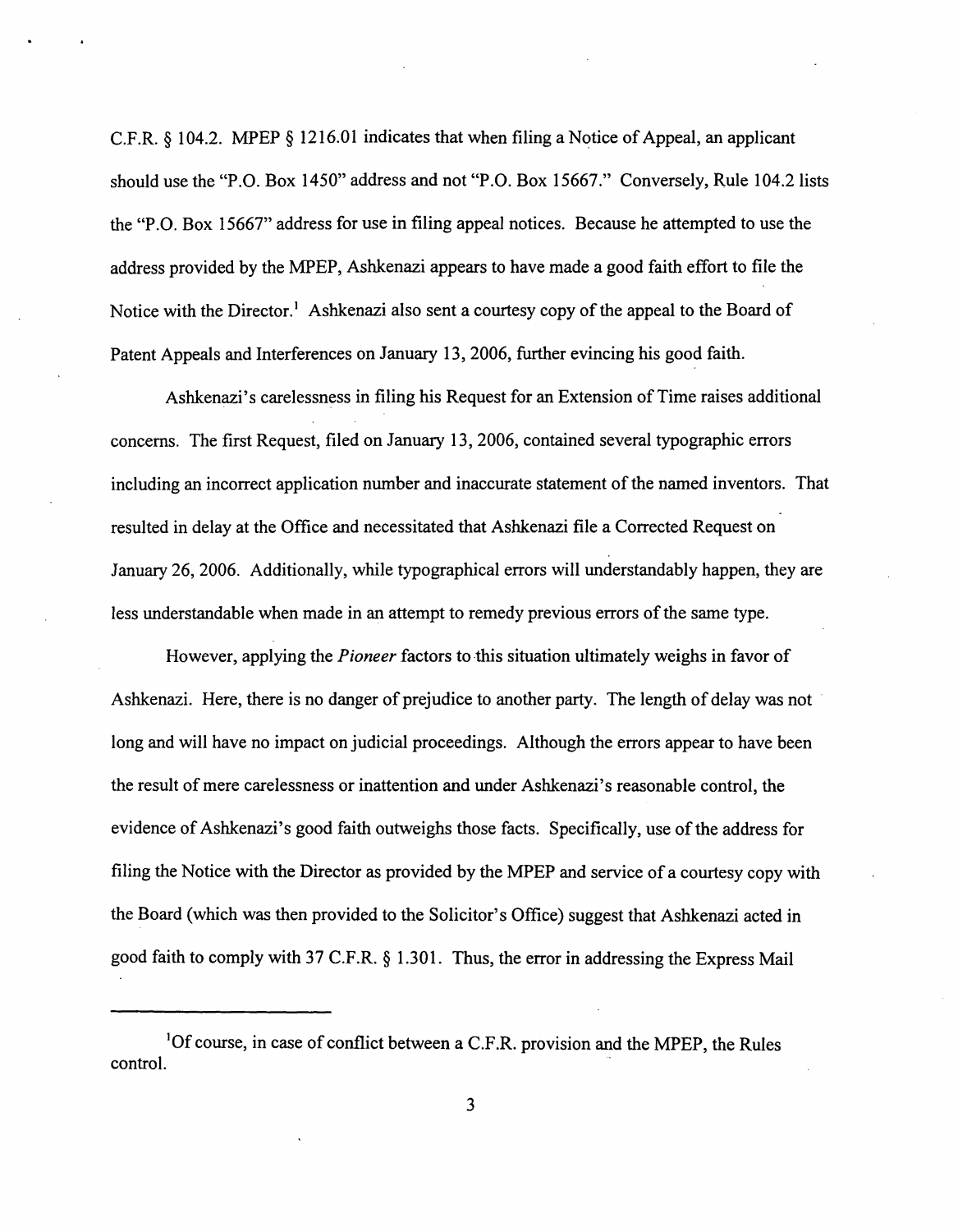C.F.R. § 104.2. MPEP § 1216.01 indicates that when filing a Notice of Appeal, an applicant should use the "P.O. Box 1450" address and not "P.O. Box 15667." Conversely, Rule 104.2 lists the "P.O. Box 15667" address for use in filing appeal notices. Because he attempted to use the address provided by the MPEP, Ashkenazi appears to have made a good faith effort to file the Notice with the Director.[1] Ashkenazi also sent a courtesy copy of the appeal to the Board of Patent Appeals and Interferences on January 13, 2006, further evincing his good faith.

Ashkenazi's carelessness in filing his Request for an Extension of Time raises additional concerns. The first Request, filed on January 13, 2006, contained several typographic errors including an incorrect application number and inaccurate statement of the named inventors. That resulted in delay at the Office and necessitated that Ashkenazi file a Corrected Request on January 26, 2006. Additionally, while typographical errors will understandably happen, they are less understandable when made in an attempt to remedy previous errors of the same type.

However, applying the *Pioneer* factors to this situation ultimately weighs in favor of Ashkenazi. Here, there is no danger of prejudice to another party. The length of delay was not long and will have no impact on judicial proceedings. Although the errors appear to have been the result of mere carelessness or inattention and under Ashkenazi's reasonable control, the evidence of Ashkenazi's good faith outweighs those facts. Specifically, use of the address for filing the Notice with the Director as provided by the MPEP and service of a courtesy copy with the Board (which was then provided to the Solicitor's Office) suggest that Ashkenazi acted in good faith to comply with 37 C.F.R. § 1.301. Thus, the error in addressing the Express Mail

---

[1] Of course, in case of conflict between a C.F.R. provision and the MPEP, the Rules control.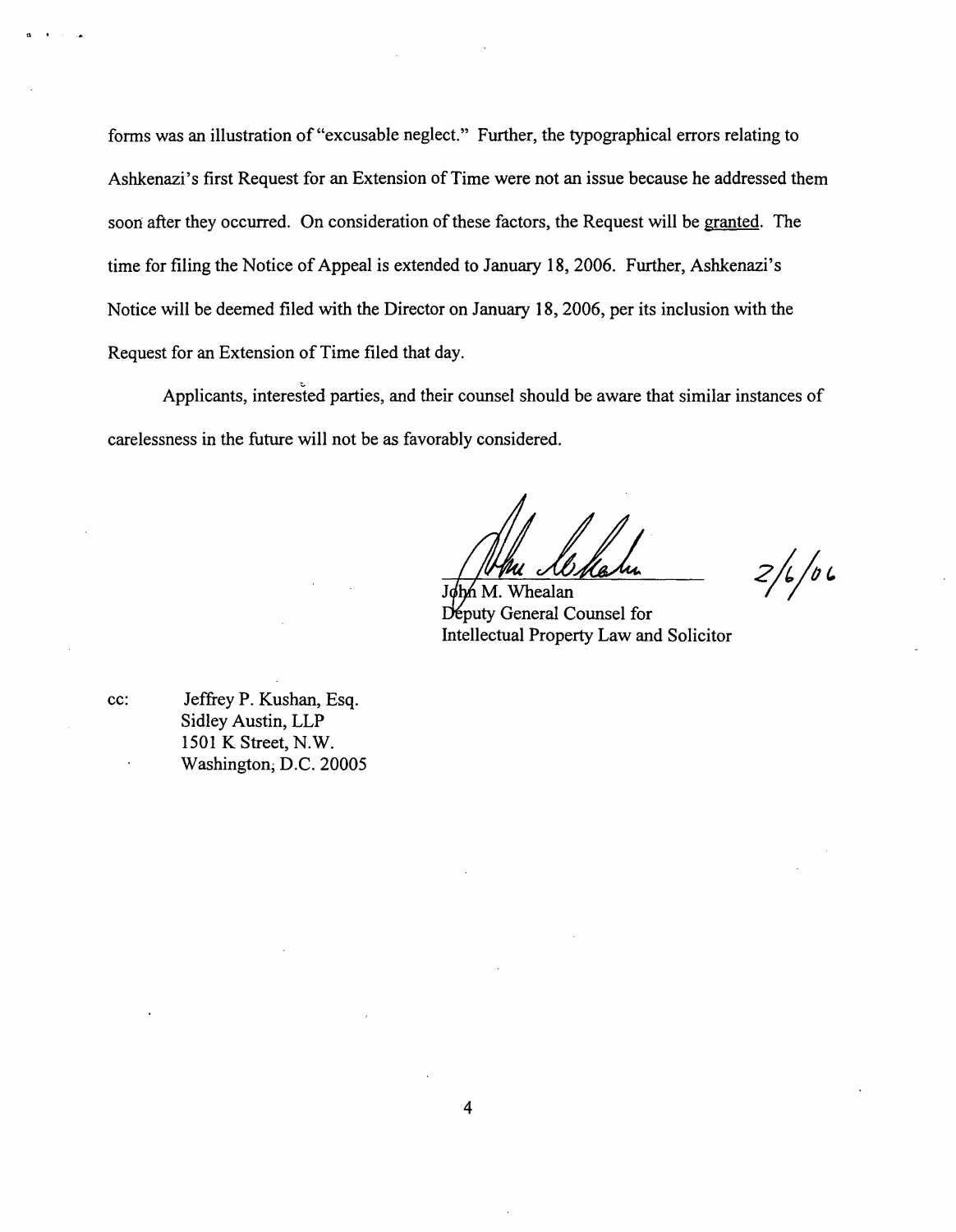forms was an illustration of "excusable neglect." Further, the typographical errors relating to Ashkenazi's first Request for an Extension of Time were not an issue because he addressed them soon after they occurred. On consideration of these factors, the Request will be granted. The time for filing the Notice of Appeal is extended to January 18, 2006. Further, Ashkenazi's Notice will be deemed filed with the Director on January 18, 2006, per its inclusion with the Request for an Extension of Time filed that day.

Applicants, interested parties, and their counsel should be aware that similar instances of carelessness in the future will not be as favorably considered.

John M. Whealan
Deputy General Counsel for
Intellectual Property Law and Solicitor

2/6/06

cc: Jeffrey P. Kushan, Esq.
Sidley Austin, LLP
1501 K Street, N.W.
Washington, D.C. 20005